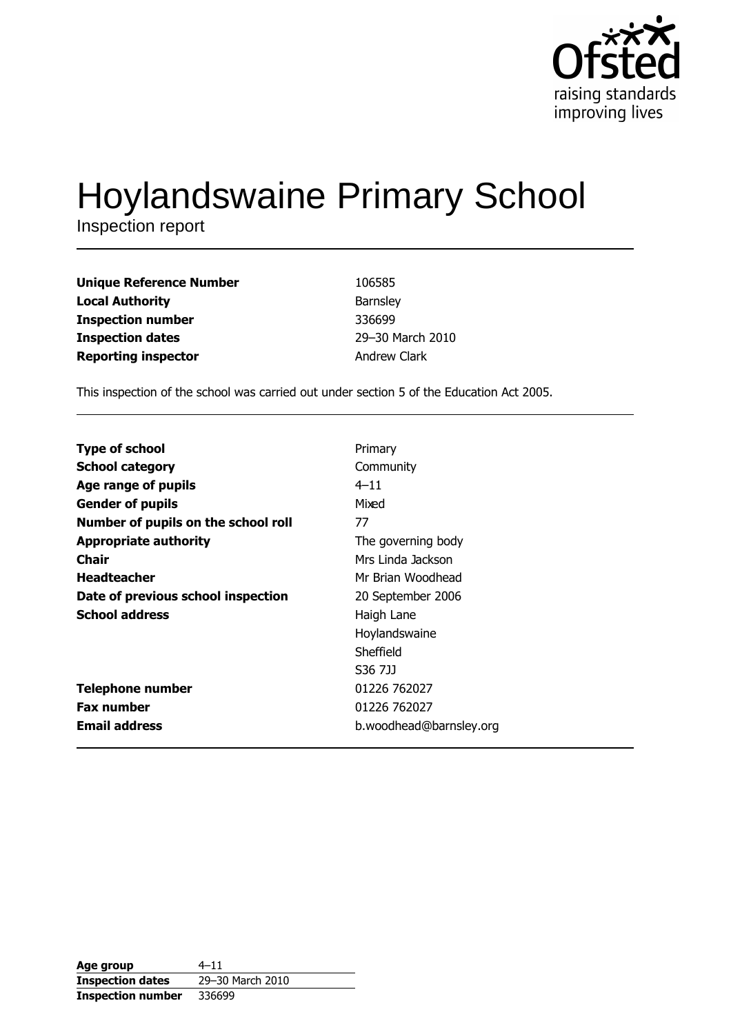# Hoylandswaine Primary School

Inspection report

| | |
|---|---|
| **Unique Reference Number** | 106585 |
| **Local Authority** | Barnsley |
| **Inspection number** | 336699 |
| **Inspection dates** | 29–30 March 2010 |
| **Reporting inspector** | Andrew Clark |

This inspection of the school was carried out under section 5 of the Education Act 2005.

| | |
|---|---|
| **Type of school** | Primary |
| **School category** | Community |
| **Age range of pupils** | 4–11 |
| **Gender of pupils** | Mixed |
| **Number of pupils on the school roll** | 77 |
| **Appropriate authority** | The governing body |
| **Chair** | Mrs Linda Jackson |
| **Headteacher** | Mr Brian Woodhead |
| **Date of previous school inspection** | 20 September 2006 |
| **School address** | Haigh Lane<br>Hoylandswaine<br>Sheffield<br>S36 7JJ |
| **Telephone number** | 01226 762027 |
| **Fax number** | 01226 762027 |
| **Email address** | b.woodhead@barnsley.org |

| | |
|---|---|
| **Age group** | 4–11 |
| **Inspection dates** | 29–30 March 2010 |
| **Inspection number** | 336699 |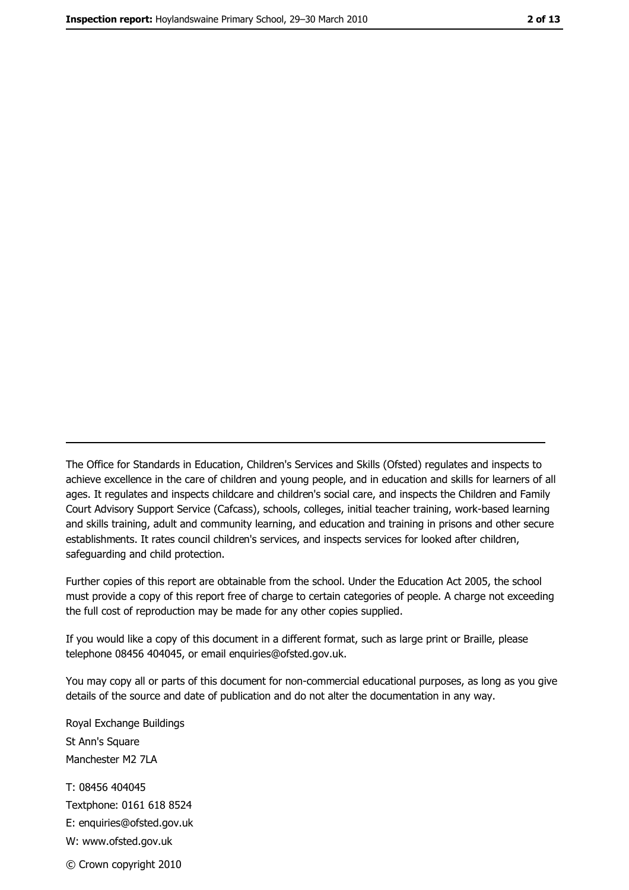The Office for Standards in Education, Children's Services and Skills (Ofsted) regulates and inspects to achieve excellence in the care of children and young people, and in education and skills for learners of all ages. It regulates and inspects childcare and children's social care, and inspects the Children and Family Court Advisory Support Service (Cafcass), schools, colleges, initial teacher training, work-based learning and skills training, adult and community learning, and education and training in prisons and other secure establishments. It rates council children's services, and inspects services for looked after children, safeguarding and child protection.

Further copies of this report are obtainable from the school. Under the Education Act 2005, the school must provide a copy of this report free of charge to certain categories of people. A charge not exceeding the full cost of reproduction may be made for any other copies supplied.

If you would like a copy of this document in a different format, such as large print or Braille, please telephone 08456 404045, or email enquiries@ofsted.gov.uk.

You may copy all or parts of this document for non-commercial educational purposes, as long as you give details of the source and date of publication and do not alter the documentation in any way.

Royal Exchange Buildings
St Ann's Square
Manchester M2 7LA

T: 08456 404045
Textphone: 0161 618 8524
E: enquiries@ofsted.gov.uk
W: www.ofsted.gov.uk

© Crown copyright 2010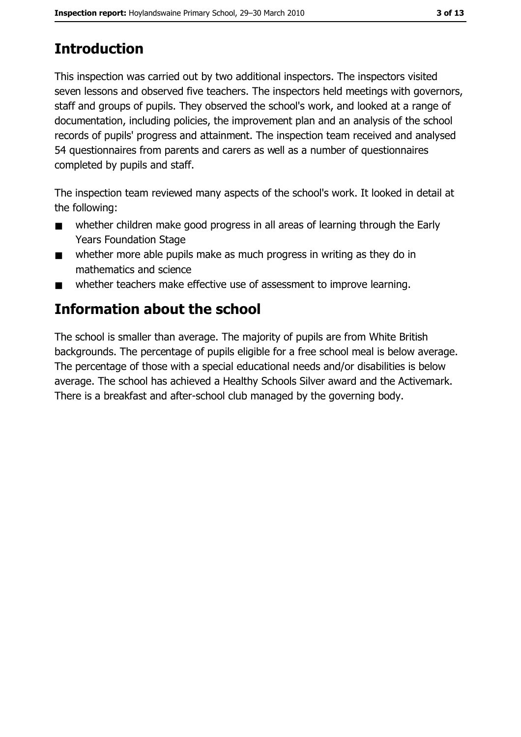## Introduction

This inspection was carried out by two additional inspectors. The inspectors visited seven lessons and observed five teachers. The inspectors held meetings with governors, staff and groups of pupils. They observed the school's work, and looked at a range of documentation, including policies, the improvement plan and an analysis of the school records of pupils' progress and attainment. The inspection team received and analysed 54 questionnaires from parents and carers as well as a number of questionnaires completed by pupils and staff.

The inspection team reviewed many aspects of the school's work. It looked in detail at the following:

- whether children make good progress in all areas of learning through the Early Years Foundation Stage
- whether more able pupils make as much progress in writing as they do in mathematics and science
- whether teachers make effective use of assessment to improve learning.

## Information about the school

The school is smaller than average. The majority of pupils are from White British backgrounds. The percentage of pupils eligible for a free school meal is below average. The percentage of those with a special educational needs and/or disabilities is below average. The school has achieved a Healthy Schools Silver award and the Activemark. There is a breakfast and after-school club managed by the governing body.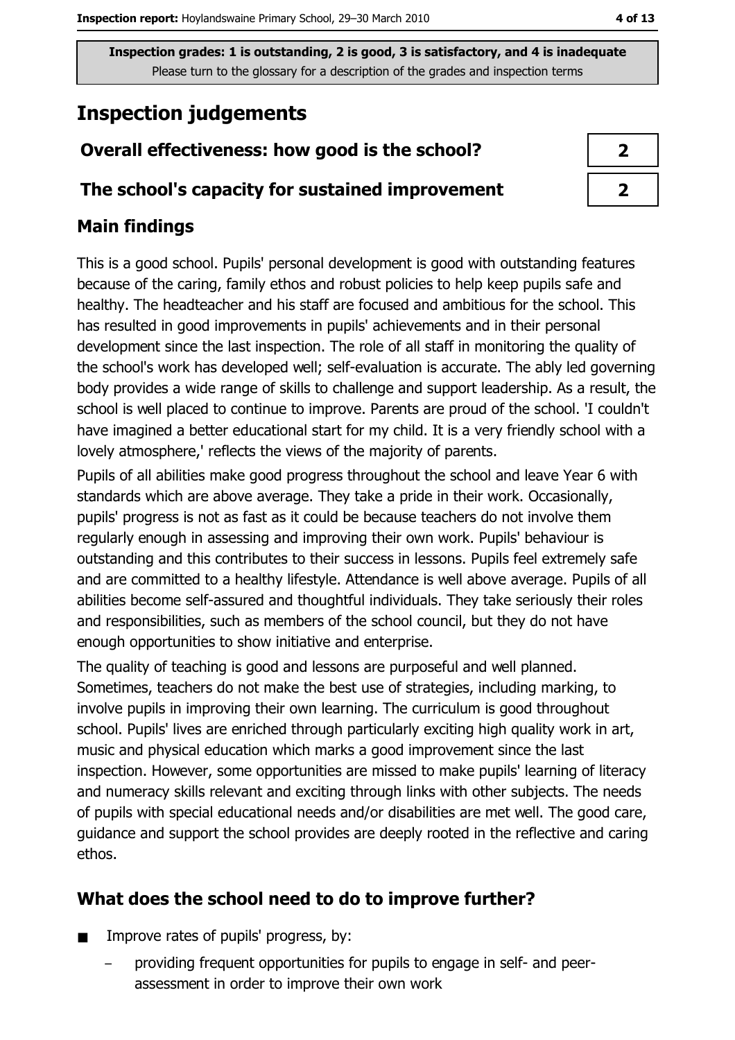Inspection grades: 1 is outstanding, 2 is good, 3 is satisfactory, and 4 is inadequate
Please turn to the glossary for a description of the grades and inspection terms

# Inspection judgements

| | |
|---|---|
| **Overall effectiveness: how good is the school?** | 2 |
| **The school's capacity for sustained improvement** | 2 |

## Main findings

This is a good school. Pupils' personal development is good with outstanding features because of the caring, family ethos and robust policies to help keep pupils safe and healthy. The headteacher and his staff are focused and ambitious for the school. This has resulted in good improvements in pupils' achievements and in their personal development since the last inspection. The role of all staff in monitoring the quality of the school's work has developed well; self-evaluation is accurate. The ably led governing body provides a wide range of skills to challenge and support leadership. As a result, the school is well placed to continue to improve. Parents are proud of the school. 'I couldn't have imagined a better educational start for my child. It is a very friendly school with a lovely atmosphere,' reflects the views of the majority of parents.

Pupils of all abilities make good progress throughout the school and leave Year 6 with standards which are above average. They take a pride in their work. Occasionally, pupils' progress is not as fast as it could be because teachers do not involve them regularly enough in assessing and improving their own work. Pupils' behaviour is outstanding and this contributes to their success in lessons. Pupils feel extremely safe and are committed to a healthy lifestyle. Attendance is well above average. Pupils of all abilities become self-assured and thoughtful individuals. They take seriously their roles and responsibilities, such as members of the school council, but they do not have enough opportunities to show initiative and enterprise.

The quality of teaching is good and lessons are purposeful and well planned. Sometimes, teachers do not make the best use of strategies, including marking, to involve pupils in improving their own learning. The curriculum is good throughout school. Pupils' lives are enriched through particularly exciting high quality work in art, music and physical education which marks a good improvement since the last inspection. However, some opportunities are missed to make pupils' learning of literacy and numeracy skills relevant and exciting through links with other subjects. The needs of pupils with special educational needs and/or disabilities are met well. The good care, guidance and support the school provides are deeply rooted in the reflective and caring ethos.

## What does the school need to do to improve further?

- Improve rates of pupils' progress, by:
  - providing frequent opportunities for pupils to engage in self- and peer-assessment in order to improve their own work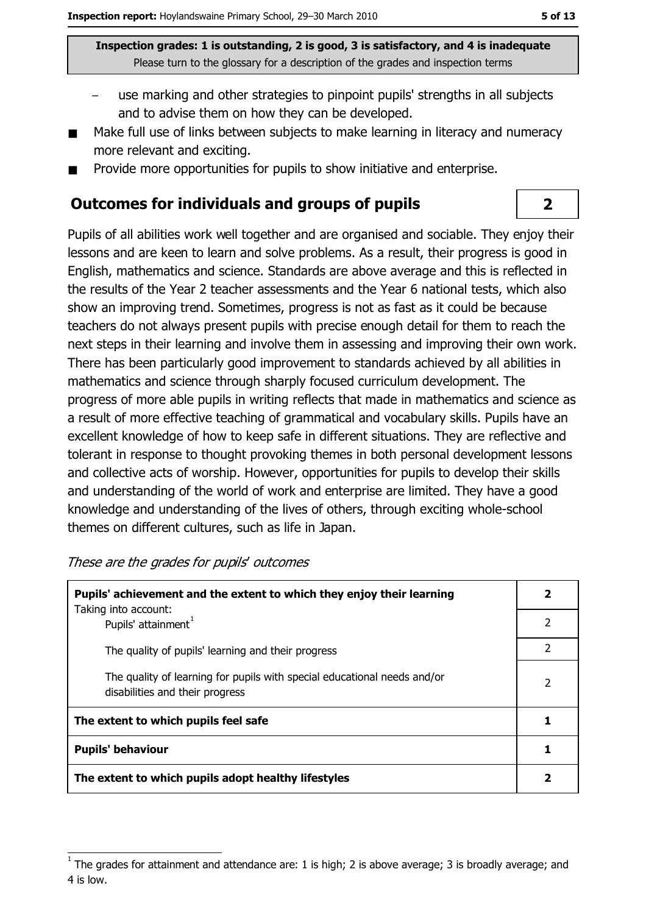**Inspection grades: 1 is outstanding, 2 is good, 3 is satisfactory, and 4 is inadequate**
Please turn to the glossary for a description of the grades and inspection terms

- use marking and other strategies to pinpoint pupils' strengths in all subjects and to advise them on how they can be developed.
- Make full use of links between subjects to make learning in literacy and numeracy more relevant and exciting.
- Provide more opportunities for pupils to show initiative and enterprise.

## Outcomes for individuals and groups of pupils — 2

Pupils of all abilities work well together and are organised and sociable. They enjoy their lessons and are keen to learn and solve problems. As a result, their progress is good in English, mathematics and science. Standards are above average and this is reflected in the results of the Year 2 teacher assessments and the Year 6 national tests, which also show an improving trend. Sometimes, progress is not as fast as it could be because teachers do not always present pupils with precise enough detail for them to reach the next steps in their learning and involve them in assessing and improving their own work. There has been particularly good improvement to standards achieved by all abilities in mathematics and science through sharply focused curriculum development. The progress of more able pupils in writing reflects that made in mathematics and science as a result of more effective teaching of grammatical and vocabulary skills. Pupils have an excellent knowledge of how to keep safe in different situations. They are reflective and tolerant in response to thought provoking themes in both personal development lessons and collective acts of worship. However, opportunities for pupils to develop their skills and understanding of the world of work and enterprise are limited. They have a good knowledge and understanding of the lives of others, through exciting whole-school themes on different cultures, such as life in Japan.

*These are the grades for pupils' outcomes*

| | |
|---|---|
| **Pupils' achievement and the extent to which they enjoy their learning** | **2** |
| Taking into account: Pupils' attainment[1] | 2 |
| The quality of pupils' learning and their progress | 2 |
| The quality of learning for pupils with special educational needs and/or disabilities and their progress | 2 |
| **The extent to which pupils feel safe** | **1** |
| **Pupils' behaviour** | **1** |
| **The extent to which pupils adopt healthy lifestyles** | **2** |

[1] The grades for attainment and attendance are: 1 is high; 2 is above average; 3 is broadly average; and 4 is low.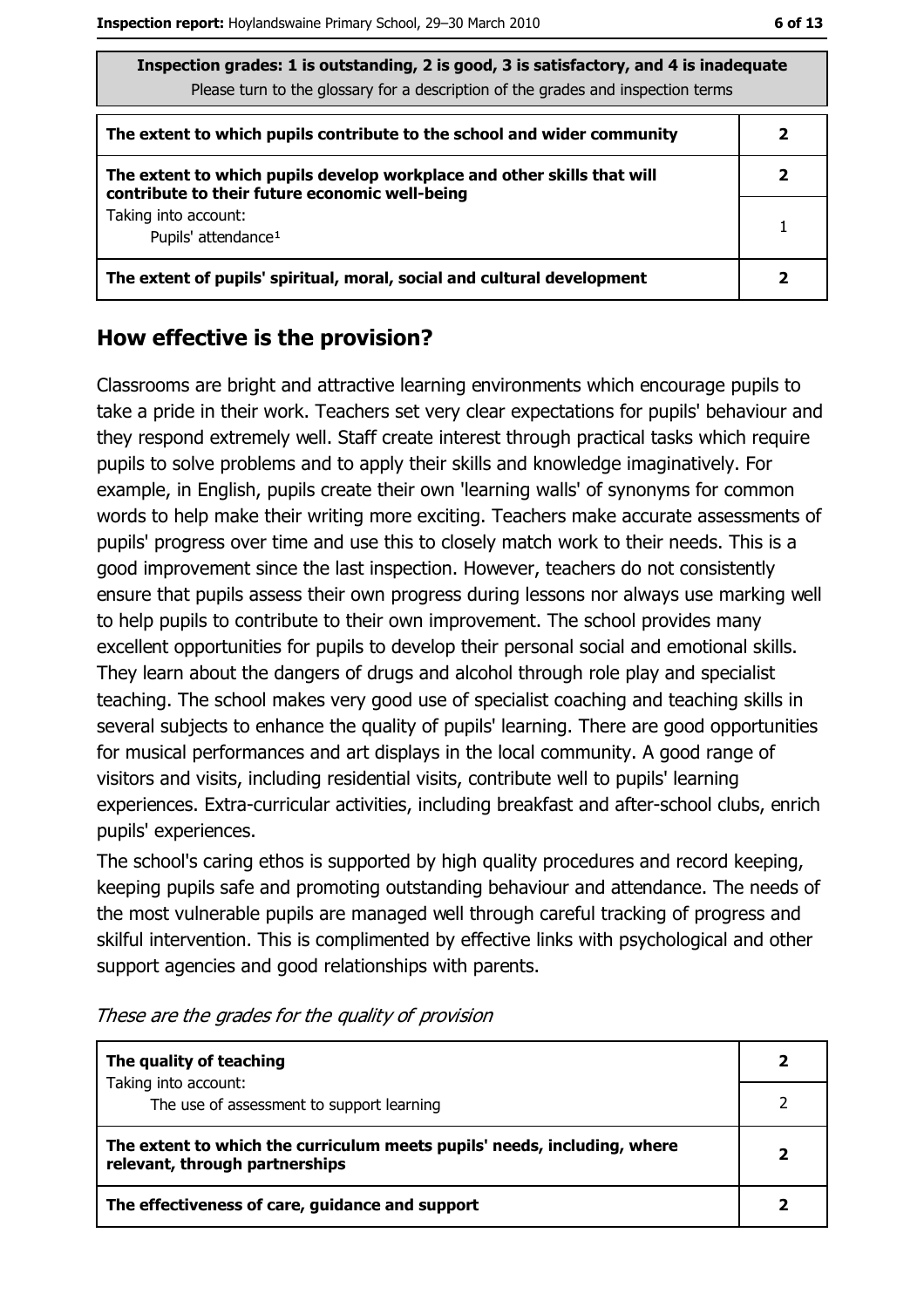| Inspection grades: 1 is outstanding, 2 is good, 3 is satisfactory, and 4 is inadequate<br>Please turn to the glossary for a description of the grades and inspection terms | |
|---|---|
| **The extent to which pupils contribute to the school and wider community** | **2** |
| **The extent to which pupils develop workplace and other skills that will contribute to their future economic well-being** | **2** |
| Taking into account:<br>Pupils' attendance[1] | 1 |
| **The extent of pupils' spiritual, moral, social and cultural development** | **2** |

## How effective is the provision?

Classrooms are bright and attractive learning environments which encourage pupils to take a pride in their work. Teachers set very clear expectations for pupils' behaviour and they respond extremely well. Staff create interest through practical tasks which require pupils to solve problems and to apply their skills and knowledge imaginatively. For example, in English, pupils create their own 'learning walls' of synonyms for common words to help make their writing more exciting. Teachers make accurate assessments of pupils' progress over time and use this to closely match work to their needs. This is a good improvement since the last inspection. However, teachers do not consistently ensure that pupils assess their own progress during lessons nor always use marking well to help pupils to contribute to their own improvement. The school provides many excellent opportunities for pupils to develop their personal social and emotional skills. They learn about the dangers of drugs and alcohol through role play and specialist teaching. The school makes very good use of specialist coaching and teaching skills in several subjects to enhance the quality of pupils' learning. There are good opportunities for musical performances and art displays in the local community. A good range of visitors and visits, including residential visits, contribute well to pupils' learning experiences. Extra-curricular activities, including breakfast and after-school clubs, enrich pupils' experiences.

The school's caring ethos is supported by high quality procedures and record keeping, keeping pupils safe and promoting outstanding behaviour and attendance. The needs of the most vulnerable pupils are managed well through careful tracking of progress and skilful intervention. This is complimented by effective links with psychological and other support agencies and good relationships with parents.

*These are the grades for the quality of provision*

| | |
|---|---|
| **The quality of teaching** | **2** |
| Taking into account:<br>The use of assessment to support learning | 2 |
| **The extent to which the curriculum meets pupils' needs, including, where relevant, through partnerships** | **2** |
| **The effectiveness of care, guidance and support** | **2** |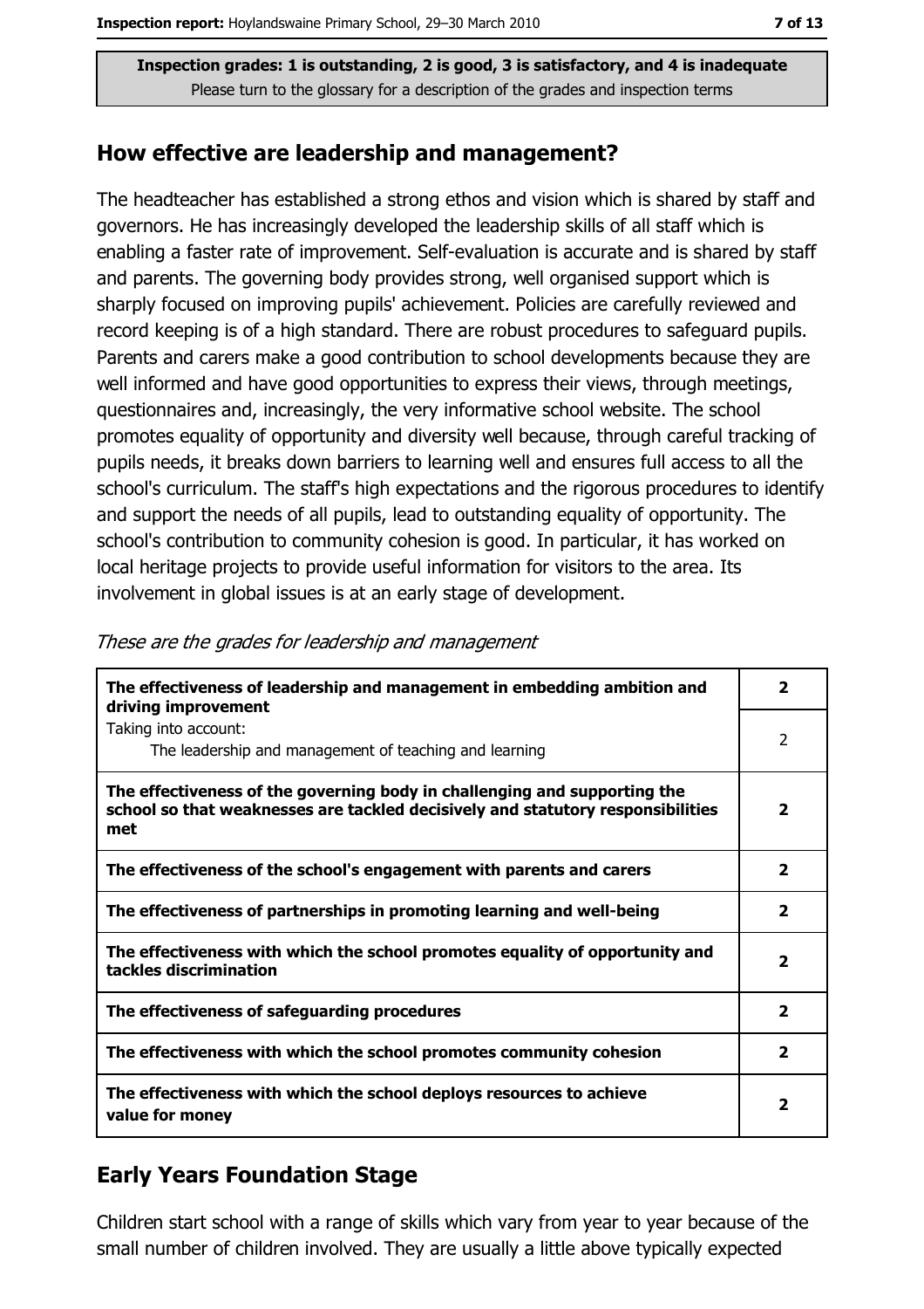Inspection grades: 1 is outstanding, 2 is good, 3 is satisfactory, and 4 is inadequate
Please turn to the glossary for a description of the grades and inspection terms

## How effective are leadership and management?

The headteacher has established a strong ethos and vision which is shared by staff and governors. He has increasingly developed the leadership skills of all staff which is enabling a faster rate of improvement. Self-evaluation is accurate and is shared by staff and parents. The governing body provides strong, well organised support which is sharply focused on improving pupils' achievement. Policies are carefully reviewed and record keeping is of a high standard. There are robust procedures to safeguard pupils. Parents and carers make a good contribution to school developments because they are well informed and have good opportunities to express their views, through meetings, questionnaires and, increasingly, the very informative school website. The school promotes equality of opportunity and diversity well because, through careful tracking of pupils needs, it breaks down barriers to learning well and ensures full access to all the school's curriculum. The staff's high expectations and the rigorous procedures to identify and support the needs of all pupils, lead to outstanding equality of opportunity. The school's contribution to community cohesion is good. In particular, it has worked on local heritage projects to provide useful information for visitors to the area. Its involvement in global issues is at an early stage of development.

*These are the grades for leadership and management*

| | |
|---|---|
| **The effectiveness of leadership and management in embedding ambition and driving improvement** | **2** |
| Taking into account: The leadership and management of teaching and learning | 2 |
| **The effectiveness of the governing body in challenging and supporting the school so that weaknesses are tackled decisively and statutory responsibilities met** | **2** |
| **The effectiveness of the school's engagement with parents and carers** | **2** |
| **The effectiveness of partnerships in promoting learning and well-being** | **2** |
| **The effectiveness with which the school promotes equality of opportunity and tackles discrimination** | **2** |
| **The effectiveness of safeguarding procedures** | **2** |
| **The effectiveness with which the school promotes community cohesion** | **2** |
| **The effectiveness with which the school deploys resources to achieve value for money** | **2** |

## Early Years Foundation Stage

Children start school with a range of skills which vary from year to year because of the small number of children involved. They are usually a little above typically expected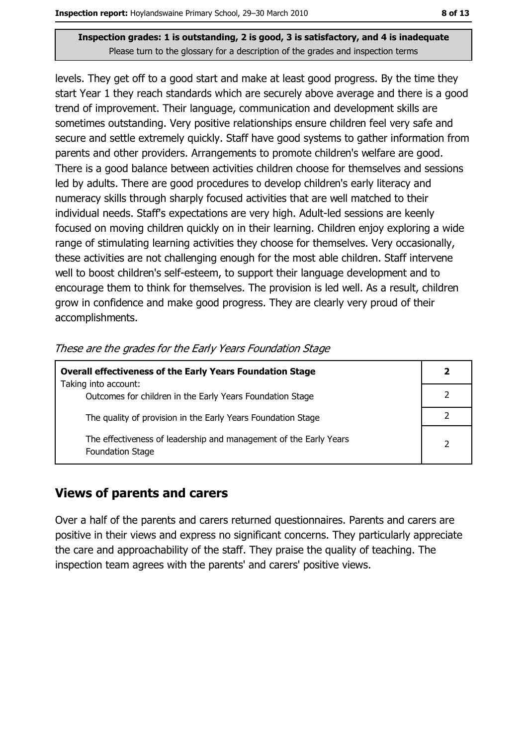**Inspection grades: 1 is outstanding, 2 is good, 3 is satisfactory, and 4 is inadequate**
Please turn to the glossary for a description of the grades and inspection terms

levels. They get off to a good start and make at least good progress. By the time they start Year 1 they reach standards which are securely above average and there is a good trend of improvement. Their language, communication and development skills are sometimes outstanding. Very positive relationships ensure children feel very safe and secure and settle extremely quickly. Staff have good systems to gather information from parents and other providers. Arrangements to promote children's welfare are good. There is a good balance between activities children choose for themselves and sessions led by adults. There are good procedures to develop children's early literacy and numeracy skills through sharply focused activities that are well matched to their individual needs. Staff's expectations are very high. Adult-led sessions are keenly focused on moving children quickly on in their learning. Children enjoy exploring a wide range of stimulating learning activities they choose for themselves. Very occasionally, these activities are not challenging enough for the most able children. Staff intervene well to boost children's self-esteem, to support their language development and to encourage them to think for themselves. The provision is led well. As a result, children grow in confidence and make good progress. They are clearly very proud of their accomplishments.

*These are the grades for the Early Years Foundation Stage*

| **Overall effectiveness of the Early Years Foundation Stage** | **2** |
|---|---|
| Taking into account: Outcomes for children in the Early Years Foundation Stage | 2 |
| The quality of provision in the Early Years Foundation Stage | 2 |
| The effectiveness of leadership and management of the Early Years Foundation Stage | 2 |

## Views of parents and carers

Over a half of the parents and carers returned questionnaires. Parents and carers are positive in their views and express no significant concerns. They particularly appreciate the care and approachability of the staff. They praise the quality of teaching. The inspection team agrees with the parents' and carers' positive views.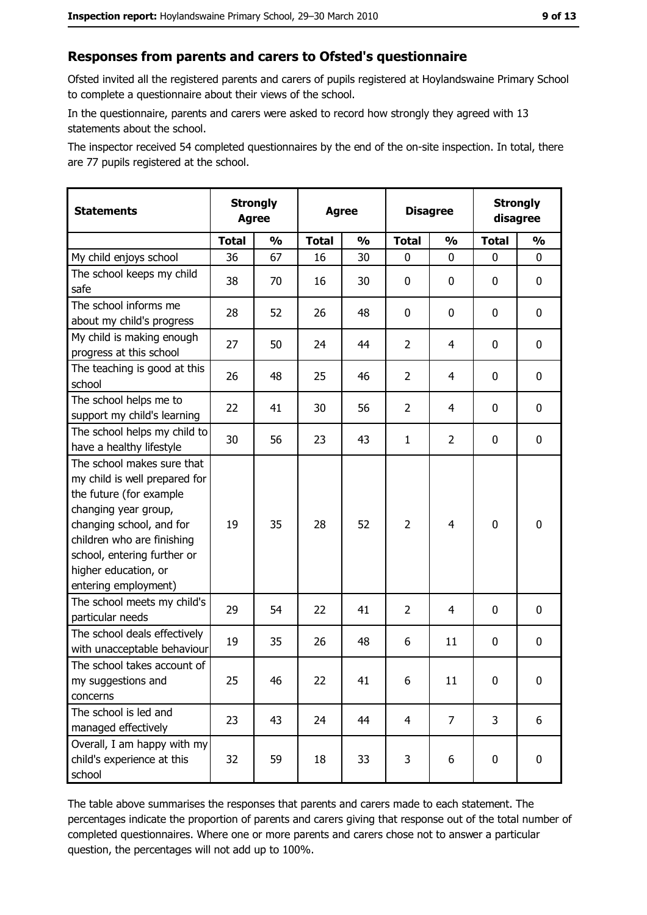## Responses from parents and carers to Ofsted's questionnaire

Ofsted invited all the registered parents and carers of pupils registered at Hoylandswaine Primary School to complete a questionnaire about their views of the school.

In the questionnaire, parents and carers were asked to record how strongly they agreed with 13 statements about the school.

The inspector received 54 completed questionnaires by the end of the on-site inspection. In total, there are 77 pupils registered at the school.

| Statements | Strongly Agree | | Agree | | Disagree | | Strongly disagree | |
|---|---|---|---|---|---|---|---|---|
| | Total | % | Total | % | Total | % | Total | % |
| My child enjoys school | 36 | 67 | 16 | 30 | 0 | 0 | 0 | 0 |
| The school keeps my child safe | 38 | 70 | 16 | 30 | 0 | 0 | 0 | 0 |
| The school informs me about my child's progress | 28 | 52 | 26 | 48 | 0 | 0 | 0 | 0 |
| My child is making enough progress at this school | 27 | 50 | 24 | 44 | 2 | 4 | 0 | 0 |
| The teaching is good at this school | 26 | 48 | 25 | 46 | 2 | 4 | 0 | 0 |
| The school helps me to support my child's learning | 22 | 41 | 30 | 56 | 2 | 4 | 0 | 0 |
| The school helps my child to have a healthy lifestyle | 30 | 56 | 23 | 43 | 1 | 2 | 0 | 0 |
| The school makes sure that my child is well prepared for the future (for example changing year group, changing school, and for children who are finishing school, entering further or higher education, or entering employment) | 19 | 35 | 28 | 52 | 2 | 4 | 0 | 0 |
| The school meets my child's particular needs | 29 | 54 | 22 | 41 | 2 | 4 | 0 | 0 |
| The school deals effectively with unacceptable behaviour | 19 | 35 | 26 | 48 | 6 | 11 | 0 | 0 |
| The school takes account of my suggestions and concerns | 25 | 46 | 22 | 41 | 6 | 11 | 0 | 0 |
| The school is led and managed effectively | 23 | 43 | 24 | 44 | 4 | 7 | 3 | 6 |
| Overall, I am happy with my child's experience at this school | 32 | 59 | 18 | 33 | 3 | 6 | 0 | 0 |

The table above summarises the responses that parents and carers made to each statement. The percentages indicate the proportion of parents and carers giving that response out of the total number of completed questionnaires. Where one or more parents and carers chose not to answer a particular question, the percentages will not add up to 100%.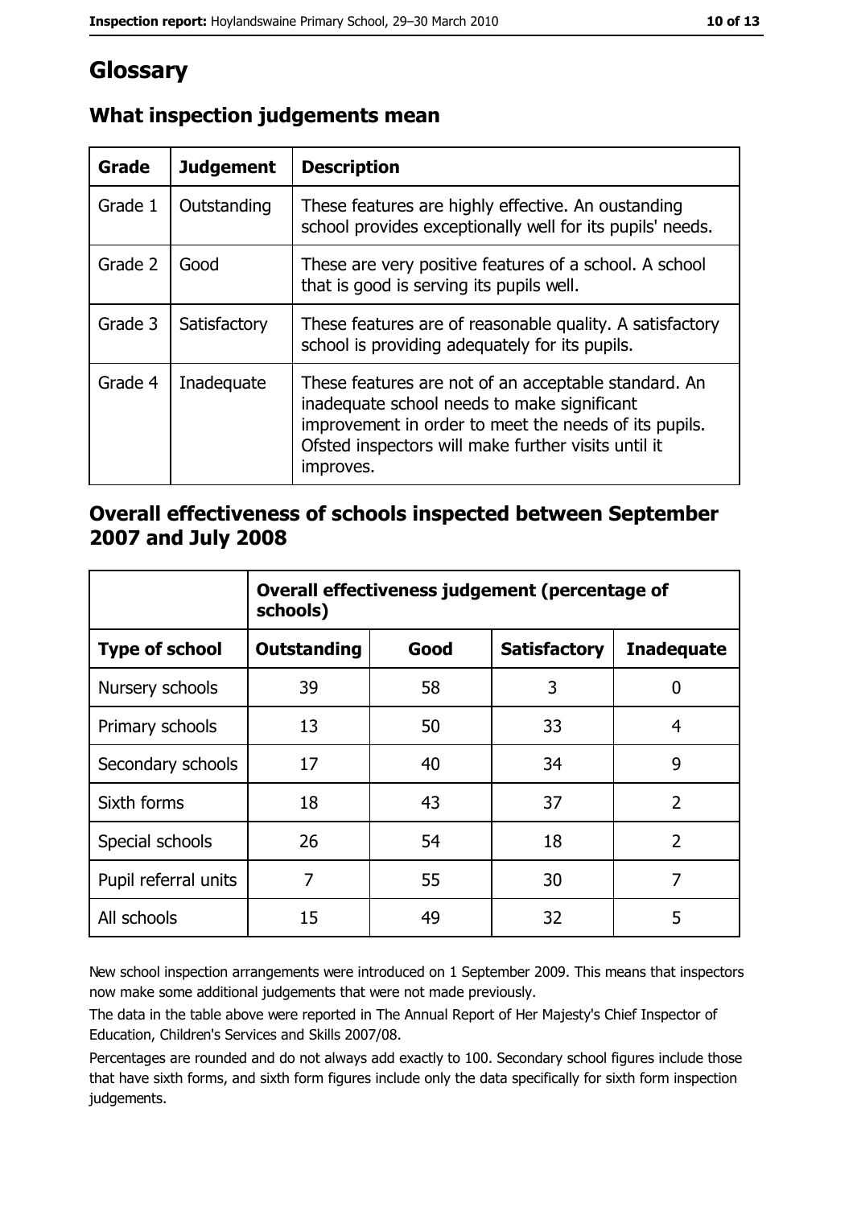# Glossary

## What inspection judgements mean

| Grade | Judgement | Description |
|---|---|---|
| Grade 1 | Outstanding | These features are highly effective. An oustanding school provides exceptionally well for its pupils' needs. |
| Grade 2 | Good | These are very positive features of a school. A school that is good is serving its pupils well. |
| Grade 3 | Satisfactory | These features are of reasonable quality. A satisfactory school is providing adequately for its pupils. |
| Grade 4 | Inadequate | These features are not of an acceptable standard. An inadequate school needs to make significant improvement in order to meet the needs of its pupils. Ofsted inspectors will make further visits until it improves. |

## Overall effectiveness of schools inspected between September 2007 and July 2008

| | Overall effectiveness judgement (percentage of schools) | | | |
|---|---|---|---|---|
| **Type of school** | **Outstanding** | **Good** | **Satisfactory** | **Inadequate** |
| Nursery schools | 39 | 58 | 3 | 0 |
| Primary schools | 13 | 50 | 33 | 4 |
| Secondary schools | 17 | 40 | 34 | 9 |
| Sixth forms | 18 | 43 | 37 | 2 |
| Special schools | 26 | 54 | 18 | 2 |
| Pupil referral units | 7 | 55 | 30 | 7 |
| All schools | 15 | 49 | 32 | 5 |

New school inspection arrangements were introduced on 1 September 2009. This means that inspectors now make some additional judgements that were not made previously.

The data in the table above were reported in The Annual Report of Her Majesty's Chief Inspector of Education, Children's Services and Skills 2007/08.

Percentages are rounded and do not always add exactly to 100. Secondary school figures include those that have sixth forms, and sixth form figures include only the data specifically for sixth form inspection judgements.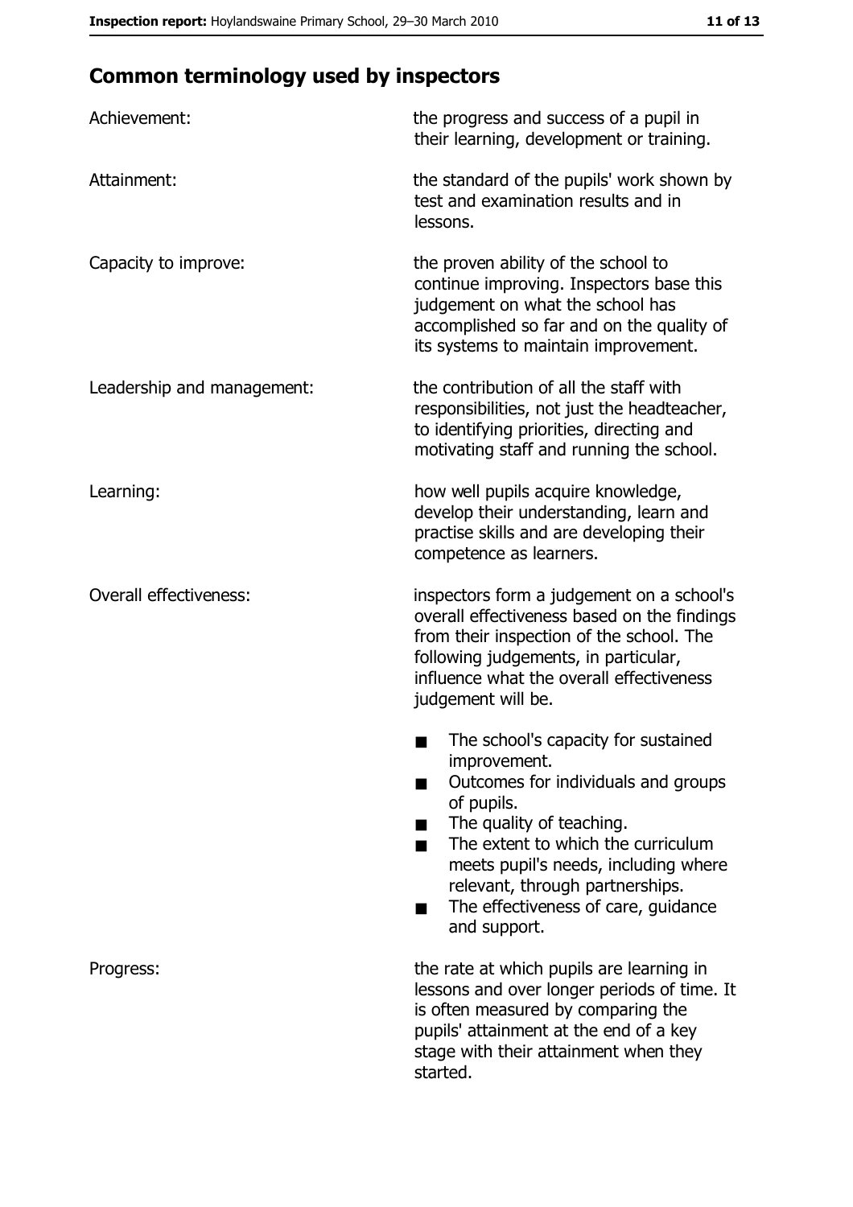## Common terminology used by inspectors

| | |
|---|---|
| Achievement: | the progress and success of a pupil in their learning, development or training. |
| Attainment: | the standard of the pupils' work shown by test and examination results and in lessons. |
| Capacity to improve: | the proven ability of the school to continue improving. Inspectors base this judgement on what the school has accomplished so far and on the quality of its systems to maintain improvement. |
| Leadership and management: | the contribution of all the staff with responsibilities, not just the headteacher, to identifying priorities, directing and motivating staff and running the school. |
| Learning: | how well pupils acquire knowledge, develop their understanding, learn and practise skills and are developing their competence as learners. |
| Overall effectiveness: | inspectors form a judgement on a school's overall effectiveness based on the findings from their inspection of the school. The following judgements, in particular, influence what the overall effectiveness judgement will be.<br>■ The school's capacity for sustained improvement.<br>■ Outcomes for individuals and groups of pupils.<br>■ The quality of teaching.<br>■ The extent to which the curriculum meets pupil's needs, including where relevant, through partnerships.<br>■ The effectiveness of care, guidance and support. |
| Progress: | the rate at which pupils are learning in lessons and over longer periods of time. It is often measured by comparing the pupils' attainment at the end of a key stage with their attainment when they started. |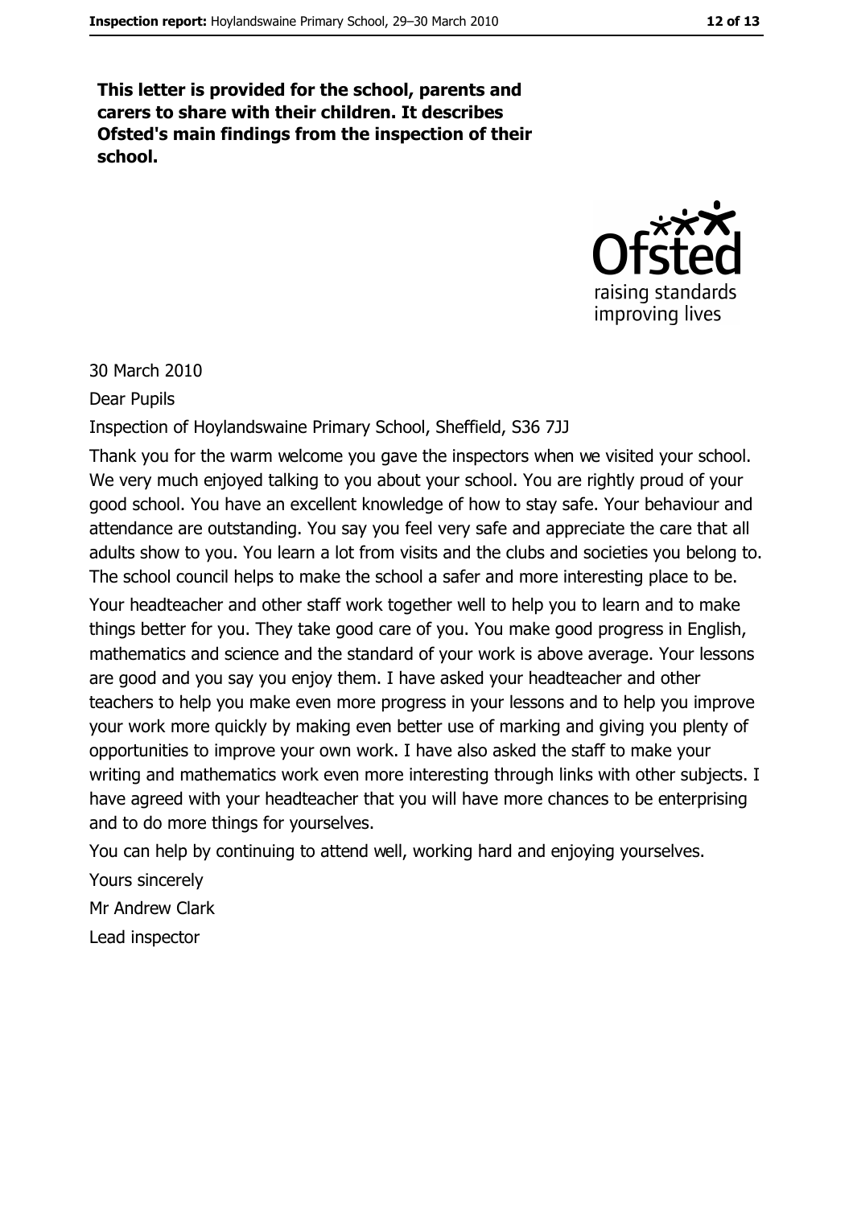**This letter is provided for the school, parents and carers to share with their children. It describes Ofsted's main findings from the inspection of their school.**

Ofsted
raising standards
improving lives

30 March 2010

Dear Pupils

Inspection of Hoylandswaine Primary School, Sheffield, S36 7JJ

Thank you for the warm welcome you gave the inspectors when we visited your school. We very much enjoyed talking to you about your school. You are rightly proud of your good school. You have an excellent knowledge of how to stay safe. Your behaviour and attendance are outstanding. You say you feel very safe and appreciate the care that all adults show to you. You learn a lot from visits and the clubs and societies you belong to. The school council helps to make the school a safer and more interesting place to be.

Your headteacher and other staff work together well to help you to learn and to make things better for you. They take good care of you. You make good progress in English, mathematics and science and the standard of your work is above average. Your lessons are good and you say you enjoy them. I have asked your headteacher and other teachers to help you make even more progress in your lessons and to help you improve your work more quickly by making even better use of marking and giving you plenty of opportunities to improve your own work. I have also asked the staff to make your writing and mathematics work even more interesting through links with other subjects. I have agreed with your headteacher that you will have more chances to be enterprising and to do more things for yourselves.

You can help by continuing to attend well, working hard and enjoying yourselves.

Yours sincerely

Mr Andrew Clark

Lead inspector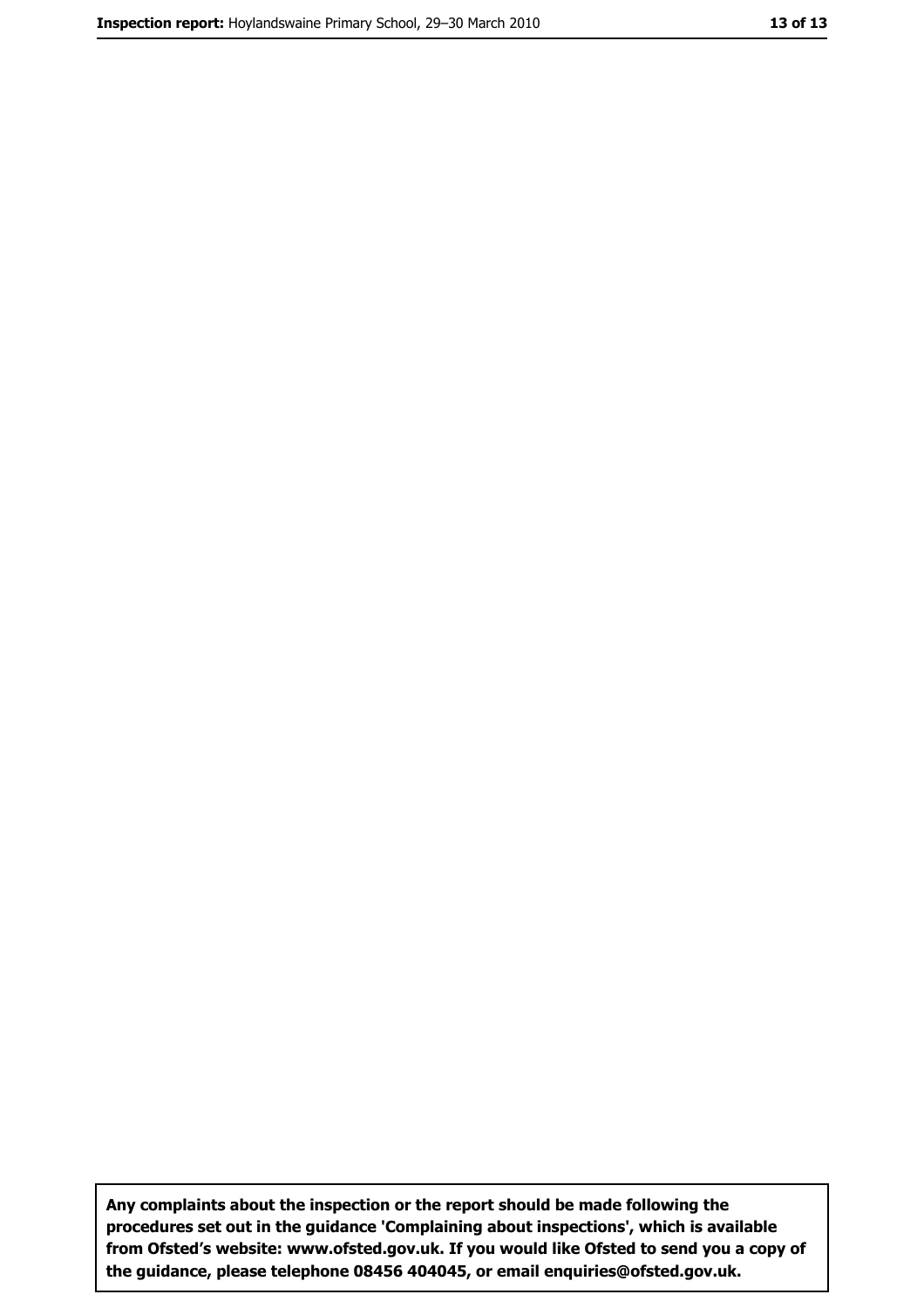**Any complaints about the inspection or the report should be made following the procedures set out in the guidance 'Complaining about inspections', which is available from Ofsted's website: www.ofsted.gov.uk. If you would like Ofsted to send you a copy of the guidance, please telephone 08456 404045, or email enquiries@ofsted.gov.uk.**